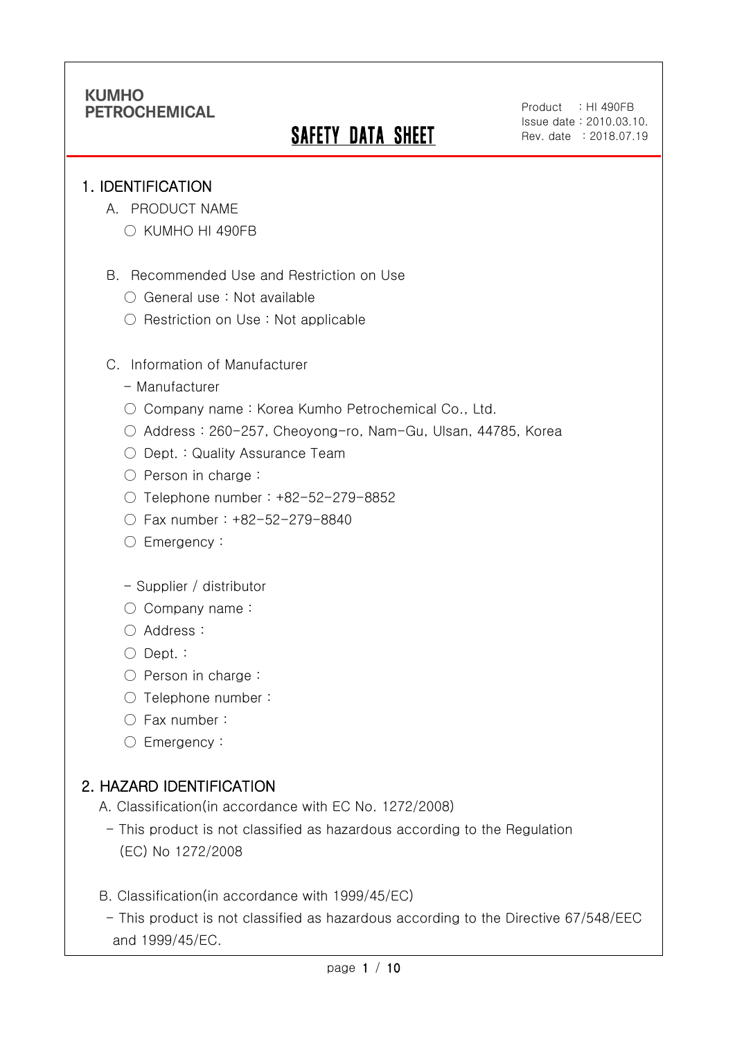KUMHO PETROCHEMICAL

# SAFETY DATA SHEET

Product : HI 490FB
Issue date : 2010.03.10.
Rev. date : 2018.07.19

## 1. IDENTIFICATION

A. PRODUCT NAME

○ KUMHO HI 490FB

B. Recommended Use and Restriction on Use

○ General use : Not available

○ Restriction on Use : Not applicable

C. Information of Manufacturer

- Manufacturer

○ Company name : Korea Kumho Petrochemical Co., Ltd.

○ Address : 260-257, Cheoyong-ro, Nam-Gu, Ulsan, 44785, Korea

○ Dept. : Quality Assurance Team

○ Person in charge :

○ Telephone number : +82-52-279-8852

○ Fax number : +82-52-279-8840

○ Emergency :

- Supplier / distributor

○ Company name :

○ Address :

○ Dept. :

○ Person in charge :

○ Telephone number :

○ Fax number :

○ Emergency :

## 2. HAZARD IDENTIFICATION

A. Classification(in accordance with EC No. 1272/2008)

- This product is not classified as hazardous according to the Regulation (EC) No 1272/2008

B. Classification(in accordance with 1999/45/EC)

- This product is not classified as hazardous according to the Directive 67/548/EEC and 1999/45/EC.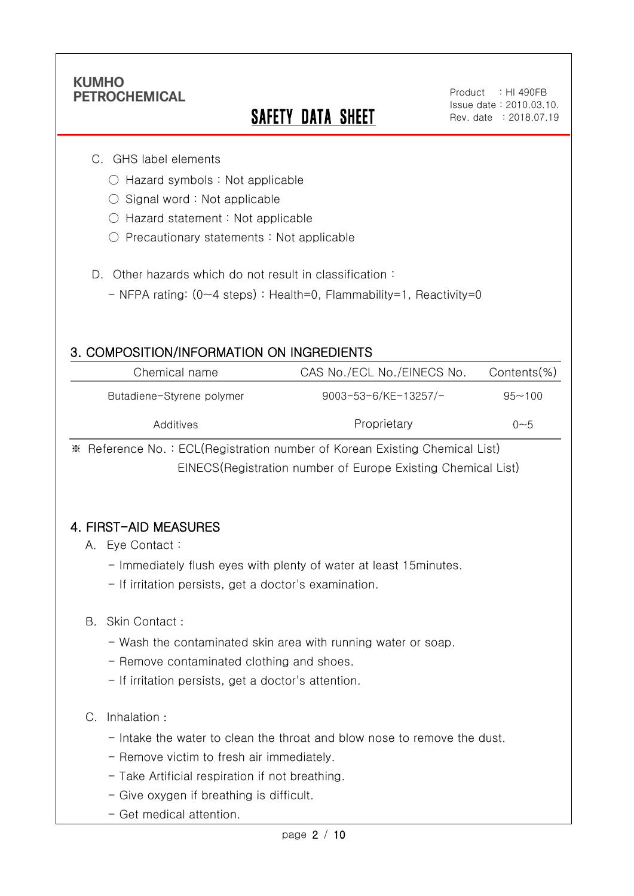C. GHS label elements

○ Hazard symbols : Not applicable

○ Signal word : Not applicable

○ Hazard statement : Not applicable

○ Precautionary statements : Not applicable

D. Other hazards which do not result in classification :

- NFPA rating: (0~4 steps) : Health=0, Flammability=1, Reactivity=0

## 3. COMPOSITION/INFORMATION ON INGREDIENTS

| Chemical name | CAS No./ECL No./EINECS No. | Contents(%) |
|---|---|---|
| Butadiene-Styrene polymer | 9003-53-6/KE-13257/- | 95~100 |
| Additives | Proprietary | 0~5 |

※ Reference No. : ECL(Registration number of Korean Existing Chemical List)
EINECS(Registration number of Europe Existing Chemical List)

## 4. FIRST-AID MEASURES

A. Eye Contact :

- Immediately flush eyes with plenty of water at least 15minutes.
- If irritation persists, get a doctor's examination.

B. Skin Contact :

- Wash the contaminated skin area with running water or soap.
- Remove contaminated clothing and shoes.
- If irritation persists, get a doctor's attention.

C. Inhalation :

- Intake the water to clean the throat and blow nose to remove the dust.
- Remove victim to fresh air immediately.
- Take Artificial respiration if not breathing.
- Give oxygen if breathing is difficult.
- Get medical attention.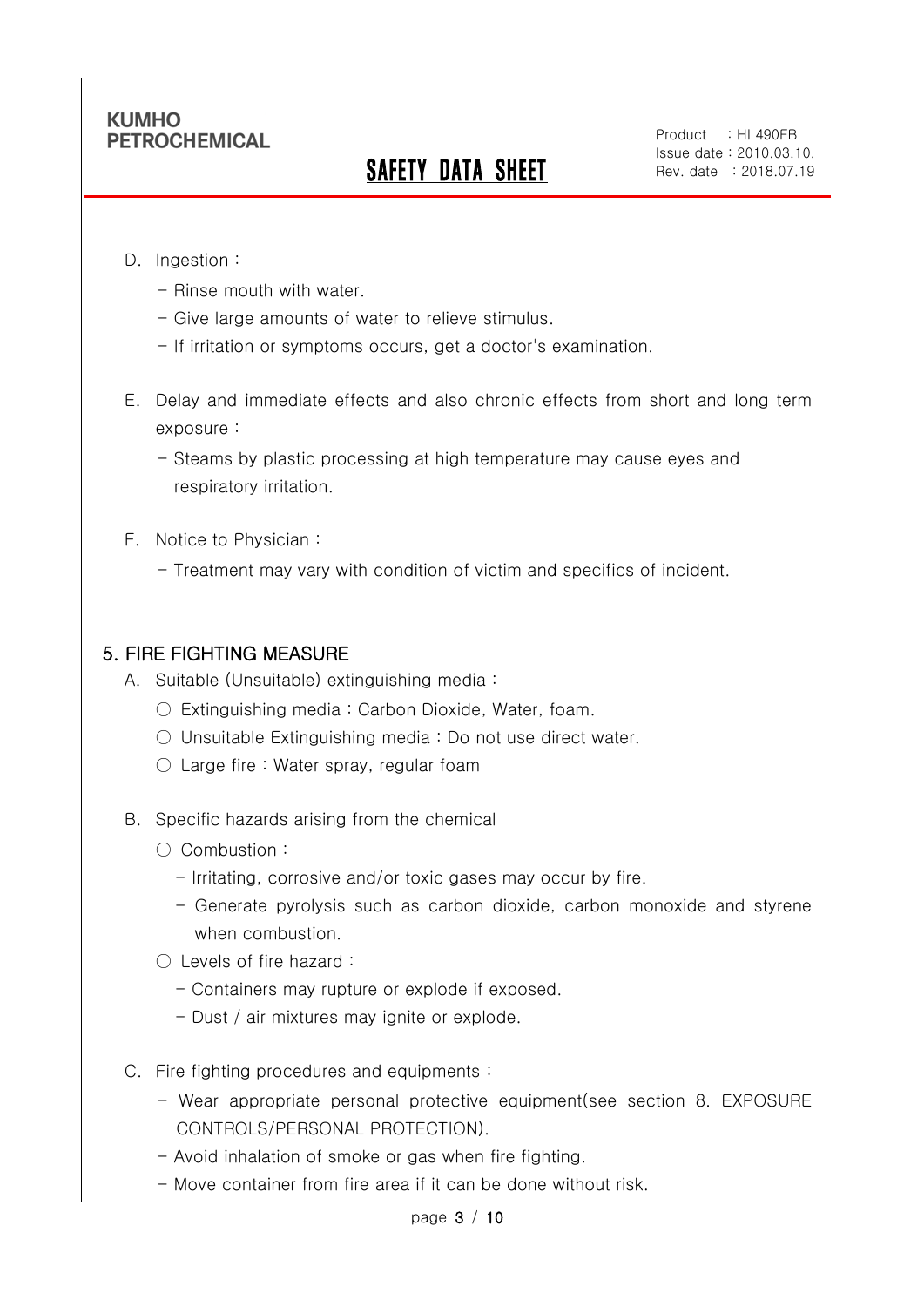D. Ingestion :

- Rinse mouth with water.
- Give large amounts of water to relieve stimulus.
- If irritation or symptoms occurs, get a doctor's examination.

E. Delay and immediate effects and also chronic effects from short and long term exposure :

- Steams by plastic processing at high temperature may cause eyes and respiratory irritation.

F. Notice to Physician :

- Treatment may vary with condition of victim and specifics of incident.

## 5. FIRE FIGHTING MEASURE

A. Suitable (Unsuitable) extinguishing media :

○ Extinguishing media : Carbon Dioxide, Water, foam.

○ Unsuitable Extinguishing media : Do not use direct water.

○ Large fire : Water spray, regular foam

B. Specific hazards arising from the chemical

○ Combustion :

- Irritating, corrosive and/or toxic gases may occur by fire.
- Generate pyrolysis such as carbon dioxide, carbon monoxide and styrene when combustion.

○ Levels of fire hazard :

- Containers may rupture or explode if exposed.
- Dust / air mixtures may ignite or explode.

C. Fire fighting procedures and equipments :

- Wear appropriate personal protective equipment(see section 8. EXPOSURE CONTROLS/PERSONAL PROTECTION).
- Avoid inhalation of smoke or gas when fire fighting.
- Move container from fire area if it can be done without risk.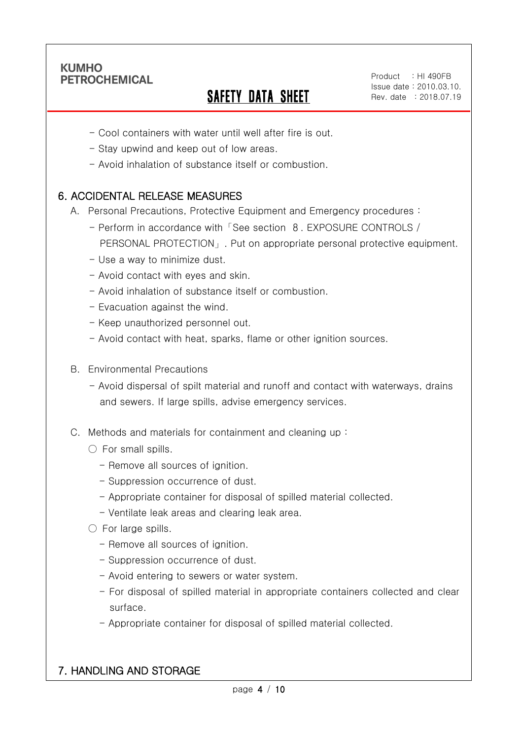- Cool containers with water until well after fire is out.
- Stay upwind and keep out of low areas.
- Avoid inhalation of substance itself or combustion.

## 6. ACCIDENTAL RELEASE MEASURES

A. Personal Precautions, Protective Equipment and Emergency procedures :

- Perform in accordance with「See section 8. EXPOSURE CONTROLS / PERSONAL PROTECTION」. Put on appropriate personal protective equipment.
- Use a way to minimize dust.
- Avoid contact with eyes and skin.
- Avoid inhalation of substance itself or combustion.
- Evacuation against the wind.
- Keep unauthorized personnel out.
- Avoid contact with heat, sparks, flame or other ignition sources.

B. Environmental Precautions

- Avoid dispersal of spilt material and runoff and contact with waterways, drains and sewers. If large spills, advise emergency services.

C. Methods and materials for containment and cleaning up :

○ For small spills.

- Remove all sources of ignition.
- Suppression occurrence of dust.
- Appropriate container for disposal of spilled material collected.
- Ventilate leak areas and clearing leak area.

○ For large spills.

- Remove all sources of ignition.
- Suppression occurrence of dust.
- Avoid entering to sewers or water system.
- For disposal of spilled material in appropriate containers collected and clear surface.
- Appropriate container for disposal of spilled material collected.

## 7. HANDLING AND STORAGE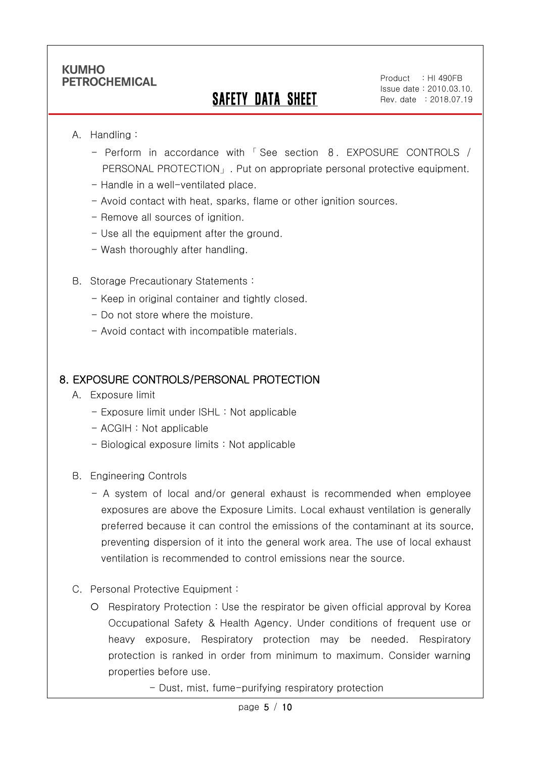A. Handling :

- Perform in accordance with 「See section 8. EXPOSURE CONTROLS / PERSONAL PROTECTION」. Put on appropriate personal protective equipment.
- Handle in a well-ventilated place.
- Avoid contact with heat, sparks, flame or other ignition sources.
- Remove all sources of ignition.
- Use all the equipment after the ground.
- Wash thoroughly after handling.

B. Storage Precautionary Statements :

- Keep in original container and tightly closed.
- Do not store where the moisture.
- Avoid contact with incompatible materials.

## 8. EXPOSURE CONTROLS/PERSONAL PROTECTION

A. Exposure limit

- Exposure limit under ISHL : Not applicable
- ACGIH : Not applicable
- Biological exposure limits : Not applicable

B. Engineering Controls

- A system of local and/or general exhaust is recommended when employee exposures are above the Exposure Limits. Local exhaust ventilation is generally preferred because it can control the emissions of the contaminant at its source, preventing dispersion of it into the general work area. The use of local exhaust ventilation is recommended to control emissions near the source.

C. Personal Protective Equipment :

- Respiratory Protection : Use the respirator be given official approval by Korea Occupational Safety & Health Agency. Under conditions of frequent use or heavy exposure, Respiratory protection may be needed. Respiratory protection is ranked in order from minimum to maximum. Consider warning properties before use.
  - Dust, mist, fume-purifying respiratory protection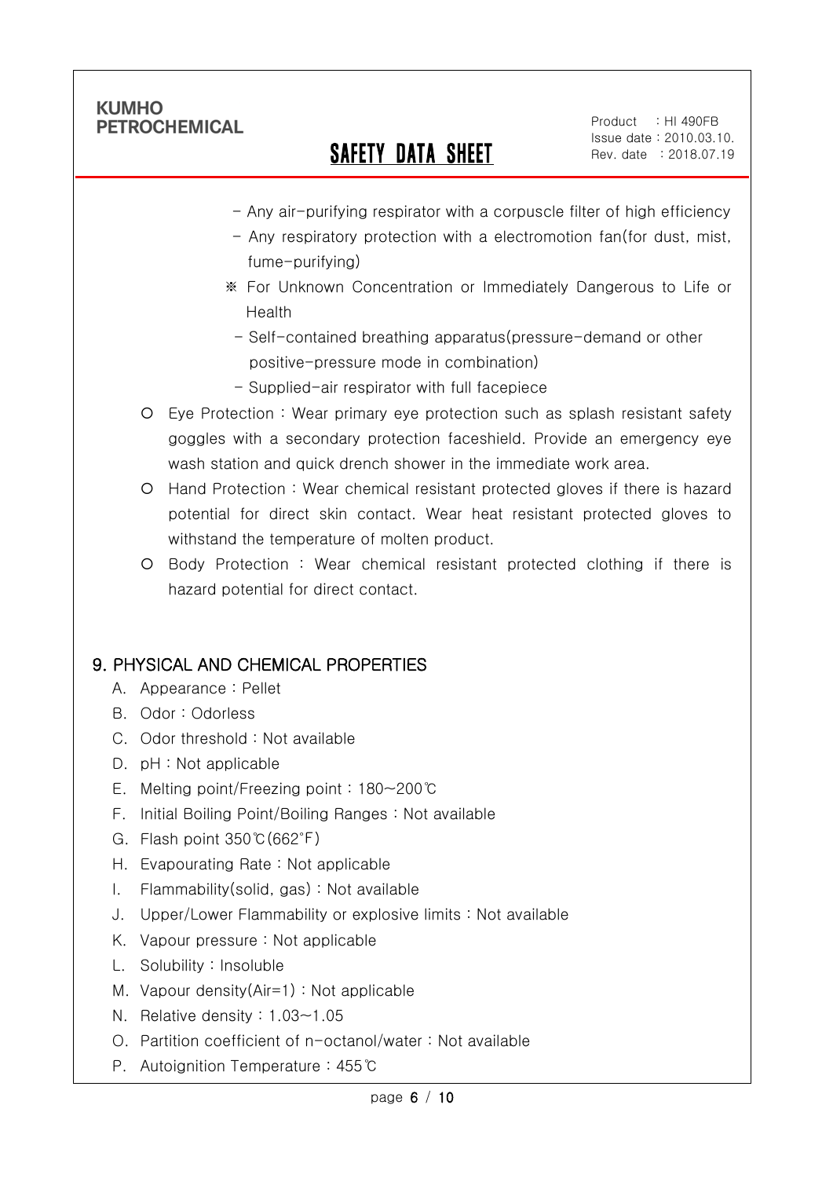- Any air-purifying respirator with a corpuscle filter of high efficiency
- Any respiratory protection with a electromotion fan(for dust, mist, fume-purifying)

※ For Unknown Concentration or Immediately Dangerous to Life or Health

- Self-contained breathing apparatus(pressure-demand or other positive-pressure mode in combination)
- Supplied-air respirator with full facepiece

○ Eye Protection : Wear primary eye protection such as splash resistant safety goggles with a secondary protection faceshield. Provide an emergency eye wash station and quick drench shower in the immediate work area.

○ Hand Protection : Wear chemical resistant protected gloves if there is hazard potential for direct skin contact. Wear heat resistant protected gloves to withstand the temperature of molten product.

○ Body Protection : Wear chemical resistant protected clothing if there is hazard potential for direct contact.

## 9. PHYSICAL AND CHEMICAL PROPERTIES

A. Appearance : Pellet
B. Odor : Odorless
C. Odor threshold : Not available
D. pH : Not applicable
E. Melting point/Freezing point : 180~200℃
F. Initial Boiling Point/Boiling Ranges : Not available
G. Flash point 350℃(662˚F)
H. Evapourating Rate : Not applicable
I. Flammability(solid, gas) : Not available
J. Upper/Lower Flammability or explosive limits : Not available
K. Vapour pressure : Not applicable
L. Solubility : Insoluble
M. Vapour density(Air=1) : Not applicable
N. Relative density : 1.03~1.05
O. Partition coefficient of n-octanol/water : Not available
P. Autoignition Temperature : 455℃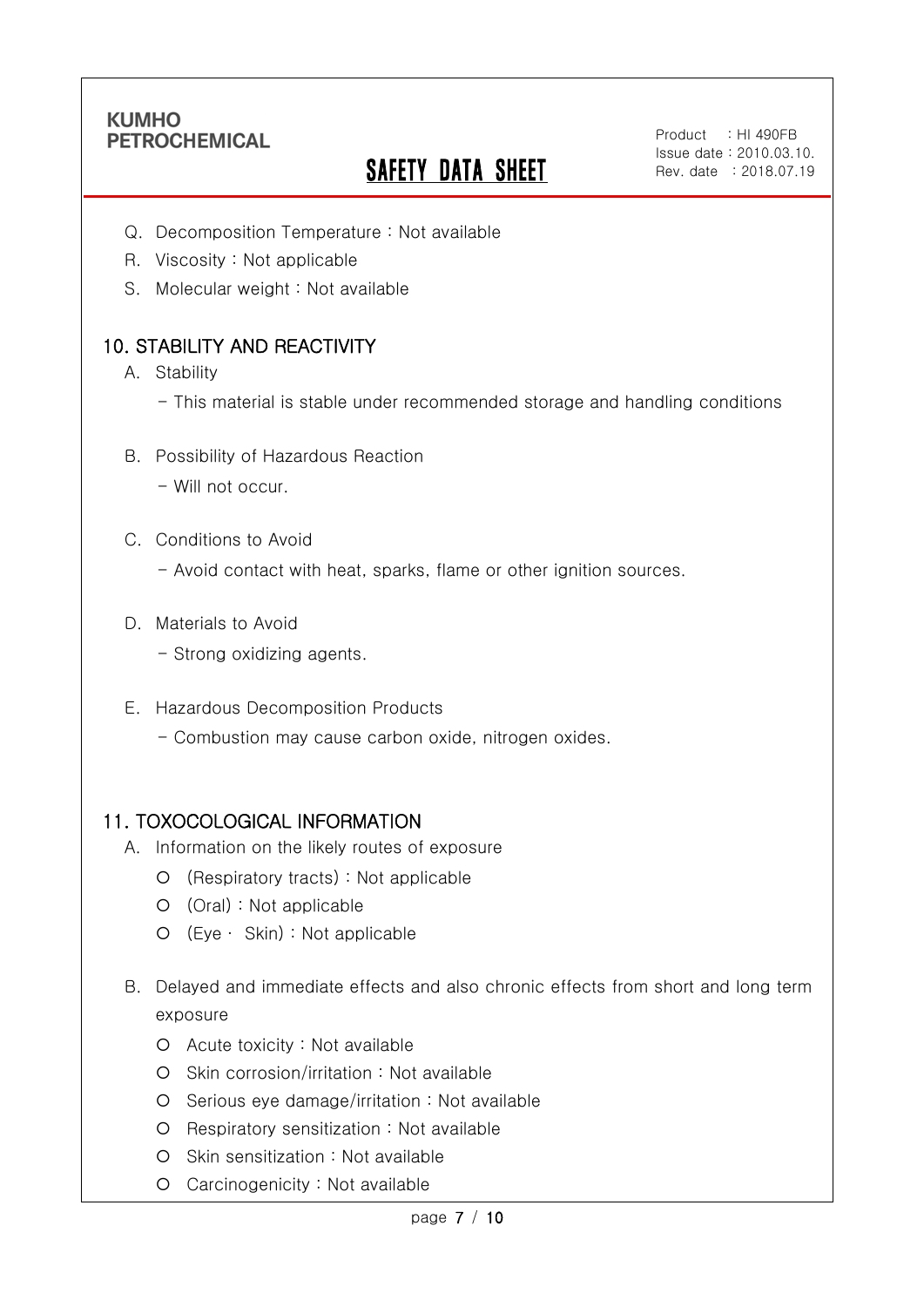Q. Decomposition Temperature : Not available

R. Viscosity : Not applicable

S. Molecular weight : Not available

## 10. STABILITY AND REACTIVITY

A. Stability

- This material is stable under recommended storage and handling conditions

B. Possibility of Hazardous Reaction

- Will not occur.

C. Conditions to Avoid

- Avoid contact with heat, sparks, flame or other ignition sources.

D. Materials to Avoid

- Strong oxidizing agents.

E. Hazardous Decomposition Products

- Combustion may cause carbon oxide, nitrogen oxides.

## 11. TOXOCOLOGICAL INFORMATION

A. Information on the likely routes of exposure

- (Respiratory tracts) : Not applicable
- (Oral) : Not applicable
- (Eye · Skin) : Not applicable

B. Delayed and immediate effects and also chronic effects from short and long term exposure

- Acute toxicity : Not available
- Skin corrosion/irritation : Not available
- Serious eye damage/irritation : Not available
- Respiratory sensitization : Not available
- Skin sensitization : Not available
- Carcinogenicity : Not available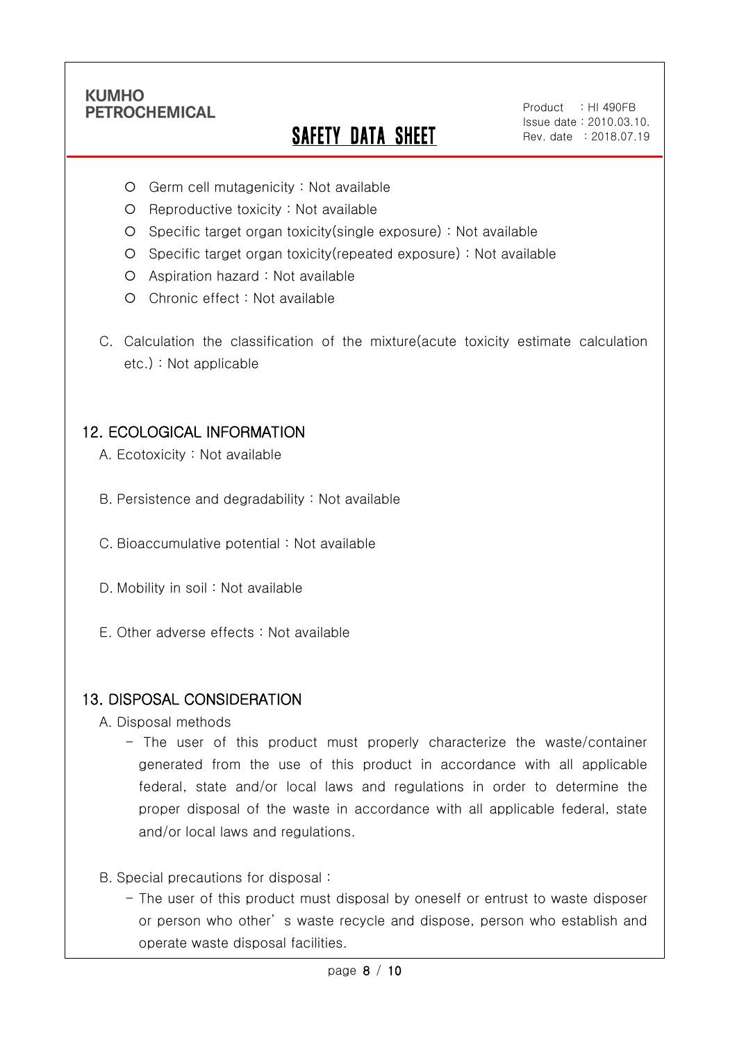- Germ cell mutagenicity : Not available
- Reproductive toxicity : Not available
- Specific target organ toxicity(single exposure) : Not available
- Specific target organ toxicity(repeated exposure) : Not available
- Aspiration hazard : Not available
- Chronic effect : Not available

C. Calculation the classification of the mixture(acute toxicity estimate calculation etc.) : Not applicable

## 12. ECOLOGICAL INFORMATION

A. Ecotoxicity : Not available

B. Persistence and degradability : Not available

C. Bioaccumulative potential : Not available

D. Mobility in soil : Not available

E. Other adverse effects : Not available

## 13. DISPOSAL CONSIDERATION

A. Disposal methods

- The user of this product must properly characterize the waste/container generated from the use of this product in accordance with all applicable federal, state and/or local laws and regulations in order to determine the proper disposal of the waste in accordance with all applicable federal, state and/or local laws and regulations.

B. Special precautions for disposal :

- The user of this product must disposal by oneself or entrust to waste disposer or person who other' s waste recycle and dispose, person who establish and operate waste disposal facilities.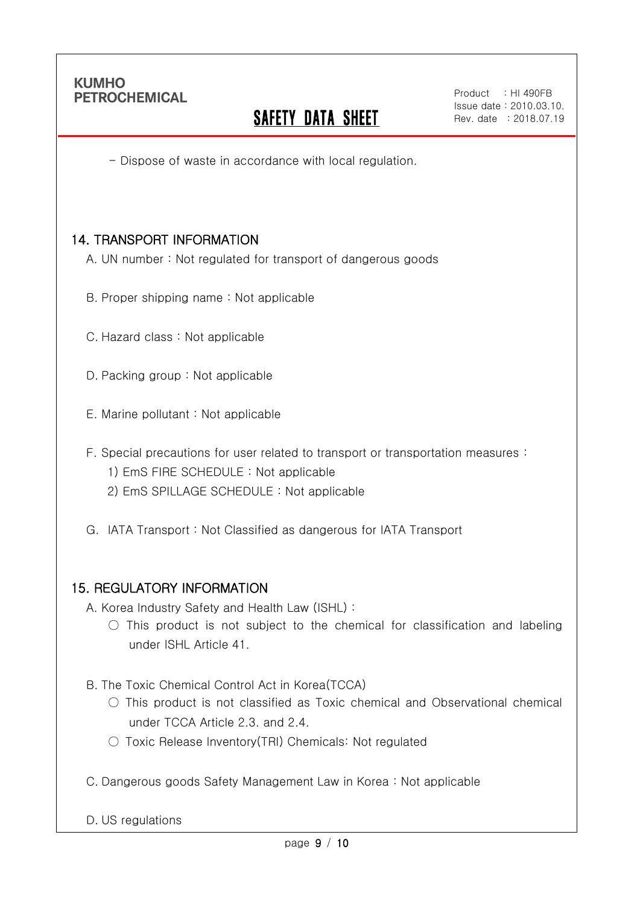- Dispose of waste in accordance with local regulation.

## 14. TRANSPORT INFORMATION

A. UN number : Not regulated for transport of dangerous goods

B. Proper shipping name : Not applicable

C. Hazard class : Not applicable

D. Packing group : Not applicable

E. Marine pollutant : Not applicable

F. Special precautions for user related to transport or transportation measures :

1) EmS FIRE SCHEDULE : Not applicable

2) EmS SPILLAGE SCHEDULE : Not applicable

G. IATA Transport : Not Classified as dangerous for IATA Transport

## 15. REGULATORY INFORMATION

A. Korea Industry Safety and Health Law (ISHL) :

○ This product is not subject to the chemical for classification and labeling under ISHL Article 41.

B. The Toxic Chemical Control Act in Korea(TCCA)

○ This product is not classified as Toxic chemical and Observational chemical under TCCA Article 2.3. and 2.4.

○ Toxic Release Inventory(TRI) Chemicals: Not regulated

C. Dangerous goods Safety Management Law in Korea : Not applicable

D. US regulations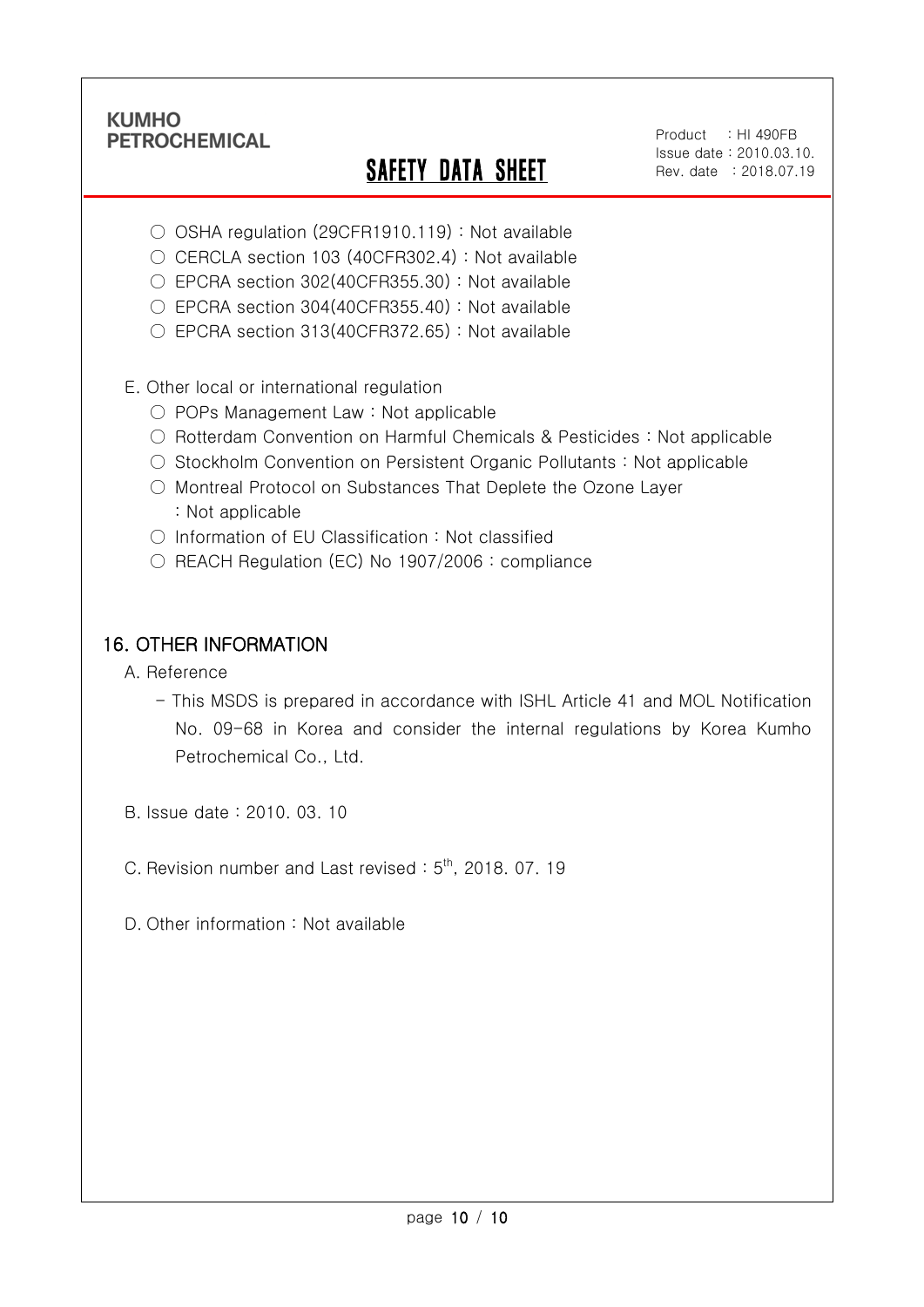- ○ OSHA regulation (29CFR1910.119) : Not available
- ○ CERCLA section 103 (40CFR302.4) : Not available
- ○ EPCRA section 302(40CFR355.30) : Not available
- ○ EPCRA section 304(40CFR355.40) : Not available
- ○ EPCRA section 313(40CFR372.65) : Not available

E. Other local or international regulation

- ○ POPs Management Law : Not applicable
- ○ Rotterdam Convention on Harmful Chemicals & Pesticides : Not applicable
- ○ Stockholm Convention on Persistent Organic Pollutants : Not applicable
- ○ Montreal Protocol on Substances That Deplete the Ozone Layer : Not applicable
- ○ Information of EU Classification : Not classified
- ○ REACH Regulation (EC) No 1907/2006 : compliance

## 16. OTHER INFORMATION

A. Reference

- This MSDS is prepared in accordance with ISHL Article 41 and MOL Notification No. 09-68 in Korea and consider the internal regulations by Korea Kumho Petrochemical Co., Ltd.

B. Issue date : 2010. 03. 10

C. Revision number and Last revised : 5th, 2018. 07. 19

D. Other information : Not available